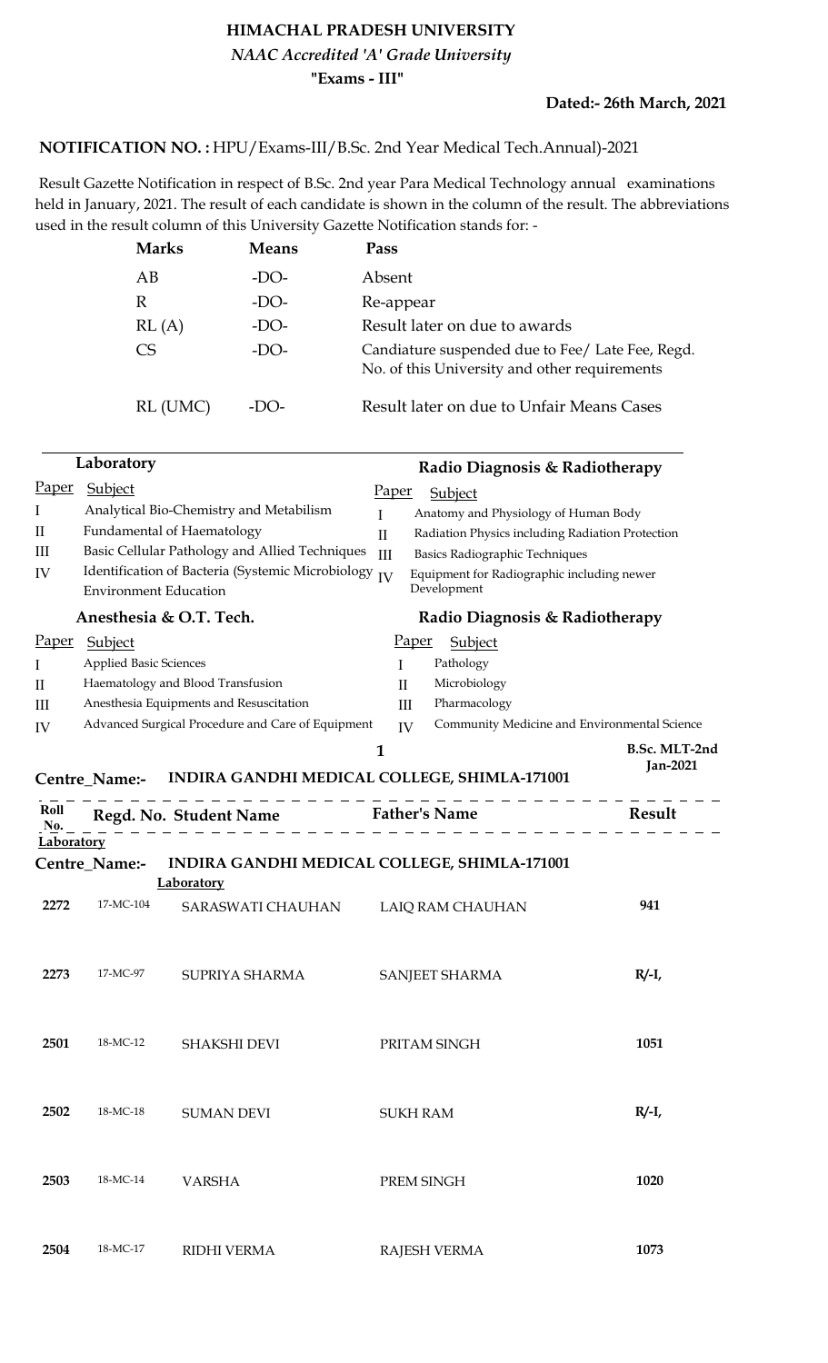# HIMACHAL PRADESH UNIVERSITY

*NAAC Accredited 'A' Grade University*

**"Exams - III"**

**Dated:- 26th March, 2021**

**NOTIFICATION NO. :** HPU/Exams-III/B.Sc. 2nd Year Medical Tech.Annual)-2021

Result Gazette Notification in respect of B.Sc. 2nd year Para Medical Technology annual examinations held in January, 2021. The result of each candidate is shown in the column of the result. The abbreviations used in the result column of this University Gazette Notification stands for: -

| Marks | Means | Pass |
|---|---|---|
| AB | -DO- | Absent |
| R | -DO- | Re-appear |
| RL (A) | -DO- | Result later on due to awards |
| CS | -DO- | Candiature suspended due to Fee/ Late Fee, Regd. No. of this University and other requirements |
| RL (UMC) | -DO- | Result later on due to Unfair Means Cases |

**Laboratory**

| Paper | Subject |
|---|---|
| I | Analytical Bio-Chemistry and Metabilism |
| II | Fundamental of Haematology |
| III | Basic Cellular Pathology and Allied Techniques |
| IV | Identification of Bacteria (Systemic Microbiology Environment Education |

**Radio Diagnosis & Radiotherapy**

| Paper | Subject |
|---|---|
| I | Anatomy and Physiology of Human Body |
| II | Radiation Physics including Radiation Protection |
| III | Basics Radiographic Techniques |
| IV | Equipment for Radiographic including newer Development |

**Anesthesia & O.T. Tech.**

| Paper | Subject |
|---|---|
| I | Applied Basic Sciences |
| II | Haematology and Blood Transfusion |
| III | Anesthesia Equipments and Resuscitation |
| IV | Advanced Surgical Procedure and Care of Equipment |

**Radio Diagnosis & Radiotherapy**

| Paper | Subject |
|---|---|
| I | Pathology |
| II | Microbiology |
| III | Pharmacology |
| IV | Community Medicine and Environmental Science |

**B.Sc. MLT-2nd Jan-2021**

**Centre_Name:- INDIRA GANDHI MEDICAL COLLEGE, SHIMLA-171001**

**Laboratory**

**Centre_Name:- INDIRA GANDHI MEDICAL COLLEGE, SHIMLA-171001**

**Laboratory**

| Roll No. | Regd. No. | Student Name | Father's Name | Result |
|---|---|---|---|---|
| 2272 | 17-MC-104 | SARASWATI CHAUHAN | LAIQ RAM CHAUHAN | 941 |
| 2273 | 17-MC-97 | SUPRIYA SHARMA | SANJEET SHARMA | R/-I, |
| 2501 | 18-MC-12 | SHAKSHI DEVI | PRITAM SINGH | 1051 |
| 2502 | 18-MC-18 | SUMAN DEVI | SUKH RAM | R/-I, |
| 2503 | 18-MC-14 | VARSHA | PREM SINGH | 1020 |
| 2504 | 18-MC-17 | RIDHI VERMA | RAJESH VERMA | 1073 |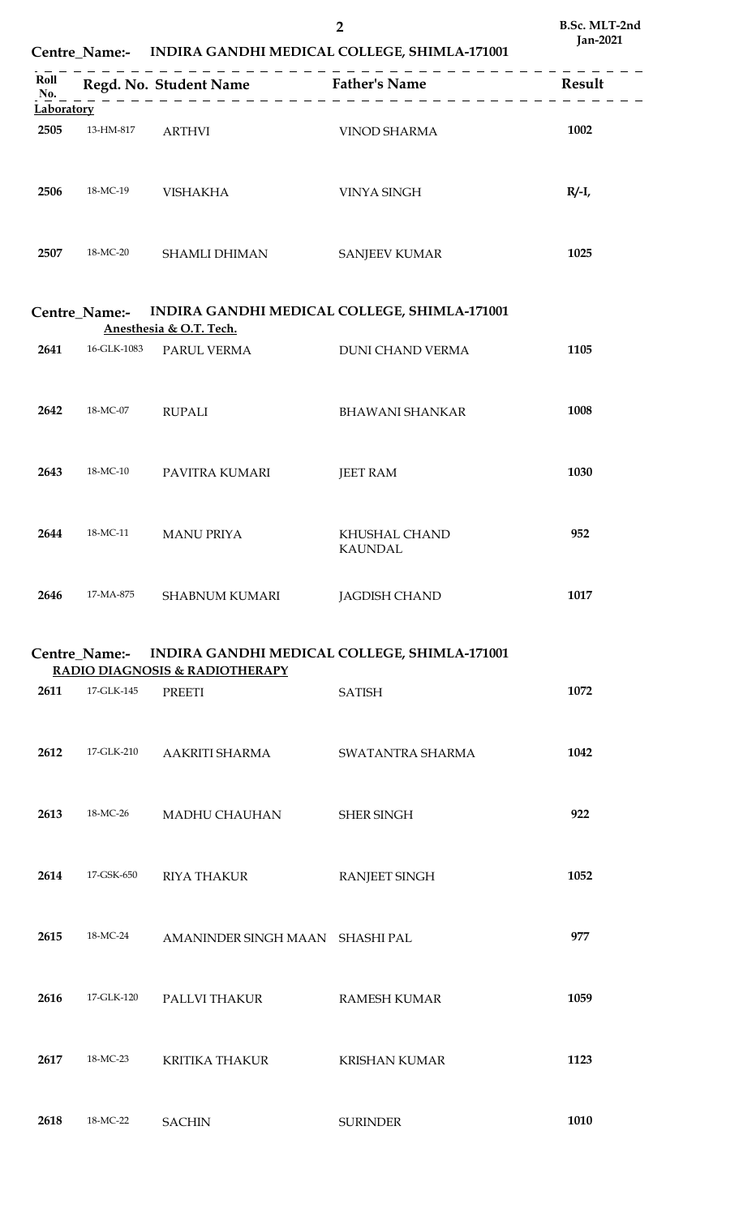## Centre_Name:- INDIRA GANDHI MEDICAL COLLEGE, SHIMLA-171001

**Laboratory**

| Roll No. | Regd. No. | Student Name | Father's Name | Result |
|---|---|---|---|---|
| 2505 | 13-HM-817 | ARTHVI | VINOD SHARMA | **1002** |
| 2506 | 18-MC-19 | VISHAKHA | VINYA SINGH | **R/-I,** |
| 2507 | 18-MC-20 | SHAMLI DHIMAN | SANJEEV KUMAR | **1025** |

## Centre_Name:- INDIRA GANDHI MEDICAL COLLEGE, SHIMLA-171001

**Anesthesia & O.T. Tech.**

| Roll No. | Regd. No. | Student Name | Father's Name | Result |
|---|---|---|---|---|
| 2641 | 16-GLK-1083 | PARUL VERMA | DUNI CHAND VERMA | **1105** |
| 2642 | 18-MC-07 | RUPALI | BHAWANI SHANKAR | **1008** |
| 2643 | 18-MC-10 | PAVITRA KUMARI | JEET RAM | **1030** |
| 2644 | 18-MC-11 | MANU PRIYA | KHUSHAL CHAND KAUNDAL | **952** |
| 2646 | 17-MA-875 | SHABNUM KUMARI | JAGDISH CHAND | **1017** |

## Centre_Name:- INDIRA GANDHI MEDICAL COLLEGE, SHIMLA-171001

**RADIO DIAGNOSIS & RADIOTHERAPY**

| Roll No. | Regd. No. | Student Name | Father's Name | Result |
|---|---|---|---|---|
| 2611 | 17-GLK-145 | PREETI | SATISH | **1072** |
| 2612 | 17-GLK-210 | AAKRITI SHARMA | SWATANTRA SHARMA | **1042** |
| 2613 | 18-MC-26 | MADHU CHAUHAN | SHER SINGH | **922** |
| 2614 | 17-GSK-650 | RIYA THAKUR | RANJEET SINGH | **1052** |
| 2615 | 18-MC-24 | AMANINDER SINGH MAAN | SHASHI PAL | **977** |
| 2616 | 17-GLK-120 | PALLVI THAKUR | RAMESH KUMAR | **1059** |
| 2617 | 18-MC-23 | KRITIKA THAKUR | KRISHAN KUMAR | **1123** |
| 2618 | 18-MC-22 | SACHIN | SURINDER | **1010** |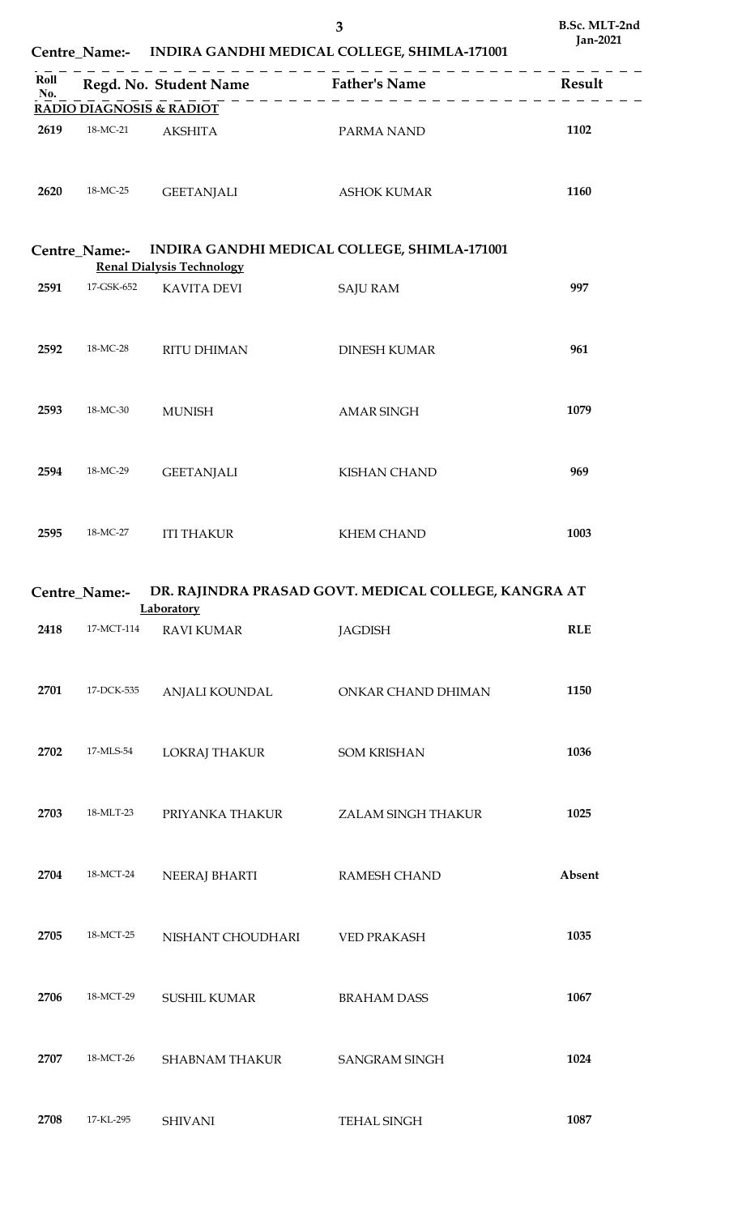B.Sc. MLT-2nd
Jan-2021

**Centre_Name:- INDIRA GANDHI MEDICAL COLLEGE, SHIMLA-171001**

| Roll No. | Regd. No. | Student Name | Father's Name | Result |
|---|---|---|---|---|
| **RADIO DIAGNOSIS & RADIOT** | | | | |
| 2619 | 18-MC-21 | AKSHITA | PARMA NAND | 1102 |
| 2620 | 18-MC-25 | GEETANJALI | ASHOK KUMAR | 1160 |

**Centre_Name:- INDIRA GANDHI MEDICAL COLLEGE, SHIMLA-171001**

| Roll No. | Regd. No. | Student Name | Father's Name | Result |
|---|---|---|---|---|
| **Renal Dialysis Technology** | | | | |
| 2591 | 17-GSK-652 | KAVITA DEVI | SAJU RAM | 997 |
| 2592 | 18-MC-28 | RITU DHIMAN | DINESH KUMAR | 961 |
| 2593 | 18-MC-30 | MUNISH | AMAR SINGH | 1079 |
| 2594 | 18-MC-29 | GEETANJALI | KISHAN CHAND | 969 |
| 2595 | 18-MC-27 | ITI THAKUR | KHEM CHAND | 1003 |

**Centre_Name:- DR. RAJINDRA PRASAD GOVT. MEDICAL COLLEGE, KANGRA AT**

| Roll No. | Regd. No. | Student Name | Father's Name | Result |
|---|---|---|---|---|
| **Laboratory** | | | | |
| 2418 | 17-MCT-114 | RAVI KUMAR | JAGDISH | RLE |
| 2701 | 17-DCK-535 | ANJALI KOUNDAL | ONKAR CHAND DHIMAN | 1150 |
| 2702 | 17-MLS-54 | LOKRAJ THAKUR | SOM KRISHAN | 1036 |
| 2703 | 18-MLT-23 | PRIYANKA THAKUR | ZALAM SINGH THAKUR | 1025 |
| 2704 | 18-MCT-24 | NEERAJ BHARTI | RAMESH CHAND | Absent |
| 2705 | 18-MCT-25 | NISHANT CHOUDHARI | VED PRAKASH | 1035 |
| 2706 | 18-MCT-29 | SUSHIL KUMAR | BRAHAM DASS | 1067 |
| 2707 | 18-MCT-26 | SHABNAM THAKUR | SANGRAM SINGH | 1024 |
| 2708 | 17-KL-295 | SHIVANI | TEHAL SINGH | 1087 |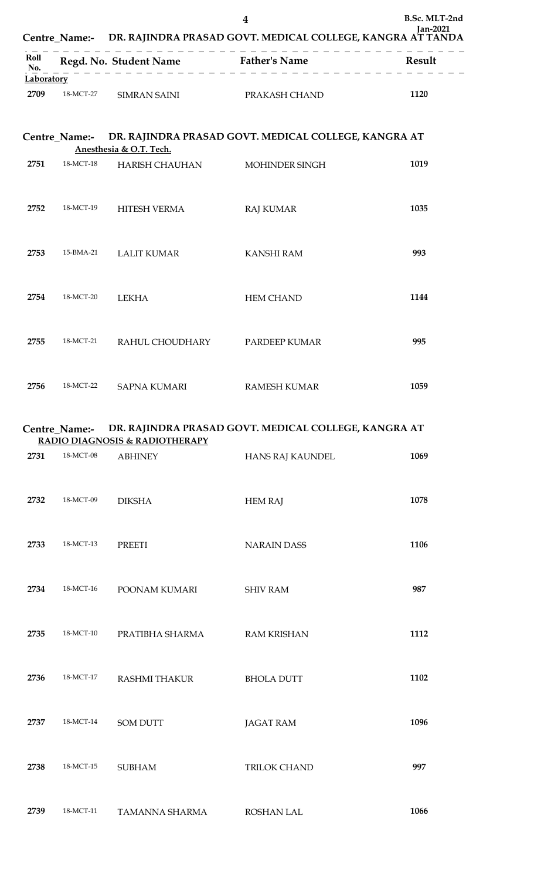Centre_Name:- DR. RAJINDRA PRASAD GOVT. MEDICAL COLLEGE, KANGRA AT TANDA

| Roll No. | Regd. No. | Student Name | Father's Name | Result |
|---|---|---|---|---|
| **Laboratory** | | | | |
| 2709 | 18-MCT-27 | SIMRAN SAINI | PRAKASH CHAND | 1120 |

Centre_Name:- DR. RAJINDRA PRASAD GOVT. MEDICAL COLLEGE, KANGRA AT

**Anesthesia & O.T. Tech.**

| Roll No. | Regd. No. | Student Name | Father's Name | Result |
|---|---|---|---|---|
| 2751 | 18-MCT-18 | HARISH CHAUHAN | MOHINDER SINGH | 1019 |
| 2752 | 18-MCT-19 | HITESH VERMA | RAJ KUMAR | 1035 |
| 2753 | 15-BMA-21 | LALIT KUMAR | KANSHI RAM | 993 |
| 2754 | 18-MCT-20 | LEKHA | HEM CHAND | 1144 |
| 2755 | 18-MCT-21 | RAHUL CHOUDHARY | PARDEEP KUMAR | 995 |
| 2756 | 18-MCT-22 | SAPNA KUMARI | RAMESH KUMAR | 1059 |

Centre_Name:- DR. RAJINDRA PRASAD GOVT. MEDICAL COLLEGE, KANGRA AT

**RADIO DIAGNOSIS & RADIOTHERAPY**

| Roll No. | Regd. No. | Student Name | Father's Name | Result |
|---|---|---|---|---|
| 2731 | 18-MCT-08 | ABHINEY | HANS RAJ KAUNDEL | 1069 |
| 2732 | 18-MCT-09 | DIKSHA | HEM RAJ | 1078 |
| 2733 | 18-MCT-13 | PREETI | NARAIN DASS | 1106 |
| 2734 | 18-MCT-16 | POONAM KUMARI | SHIV RAM | 987 |
| 2735 | 18-MCT-10 | PRATIBHA SHARMA | RAM KRISHAN | 1112 |
| 2736 | 18-MCT-17 | RASHMI THAKUR | BHOLA DUTT | 1102 |
| 2737 | 18-MCT-14 | SOM DUTT | JAGAT RAM | 1096 |
| 2738 | 18-MCT-15 | SUBHAM | TRILOK CHAND | 997 |
| 2739 | 18-MCT-11 | TAMANNA SHARMA | ROSHAN LAL | 1066 |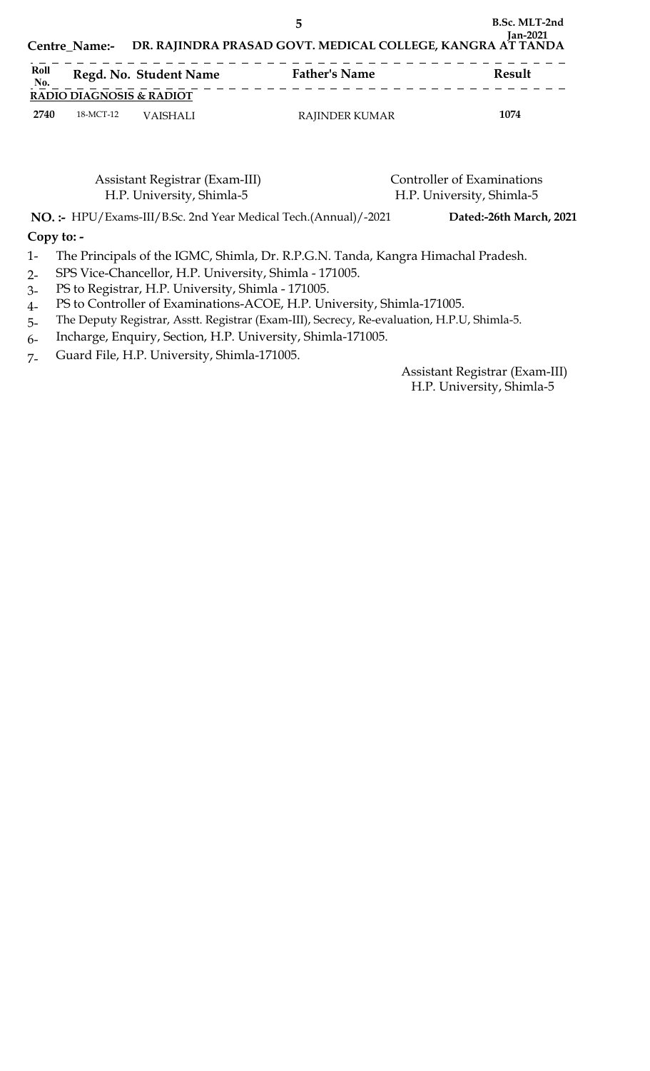**Centre_Name:- DR. RAJINDRA PRASAD GOVT. MEDICAL COLLEGE, KANGRA AT TANDA**

| Roll No. | Regd. No. | Student Name | Father's Name | Result |
|---|---|---|---|---|
| **RADIO DIAGNOSIS & RADIOT** | | | | |
| **2740** | 18-MCT-12 | VAISHALI | RAJINDER KUMAR | **1074** |

Assistant Registrar (Exam-III)
H.P. University, Shimla-5

Controller of Examinations
H.P. University, Shimla-5

**NO. :-** HPU/Exams-III/B.Sc. 2nd Year Medical Tech.(Annual)/-2021 **Dated:-26th March, 2021**

**Copy to: -**

1- The Principals of the IGMC, Shimla, Dr. R.P.G.N. Tanda, Kangra Himachal Pradesh.
2- SPS Vice-Chancellor, H.P. University, Shimla - 171005.
3- PS to Registrar, H.P. University, Shimla - 171005.
4- PS to Controller of Examinations-ACOE, H.P. University, Shimla-171005.
5- The Deputy Registrar, Asstt. Registrar (Exam-III), Secrecy, Re-evaluation, H.P.U, Shimla-5.
6- Incharge, Enquiry, Section, H.P. University, Shimla-171005.
7- Guard File, H.P. University, Shimla-171005.

Assistant Registrar (Exam-III)
H.P. University, Shimla-5